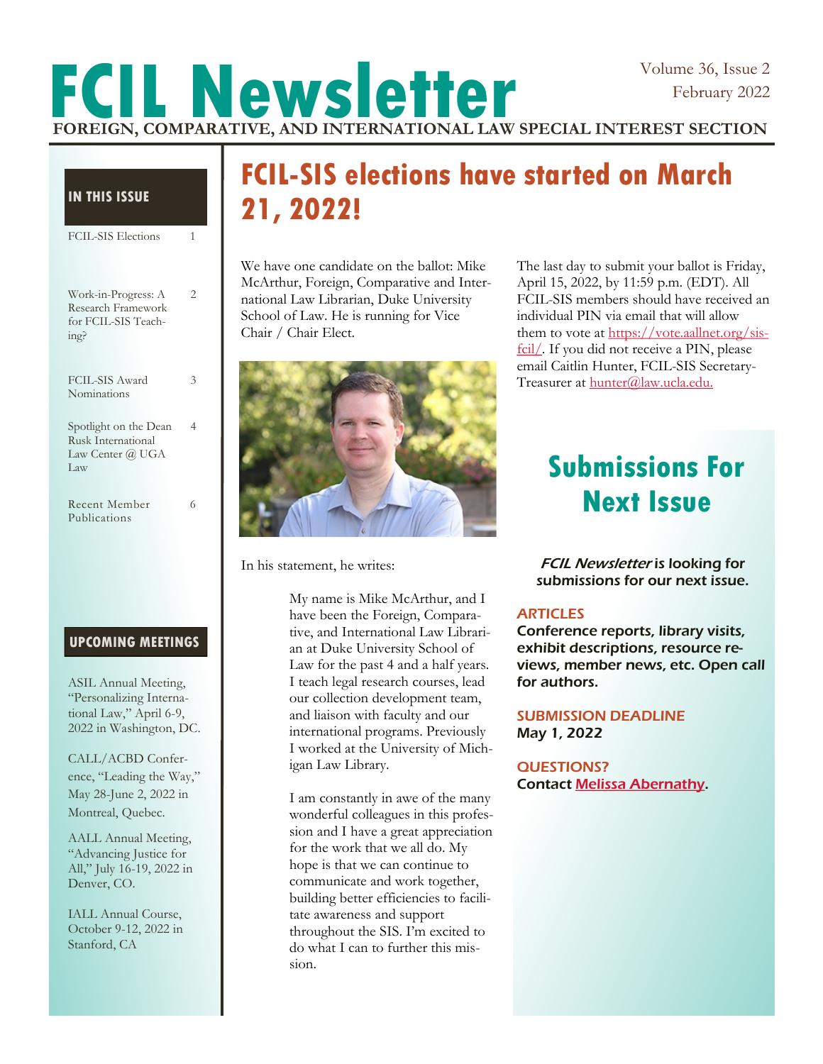# FCIL Newsletter

Volume 36, Issue 2
February 2022

**FOREIGN, COMPARATIVE, AND INTERNATIONAL LAW SPECIAL INTEREST SECTION**

## IN THIS ISSUE

| | |
|---|---|
| FCIL-SIS Elections | 1 |
| Work-in-Progress: A Research Framework for FCIL-SIS Teaching? | 2 |
| FCIL-SIS Award Nominations | 3 |
| Spotlight on the Dean Rusk International Law Center @ UGA Law | 4 |
| Recent Member Publications | 6 |

## UPCOMING MEETINGS

ASIL Annual Meeting, "Personalizing International Law," April 6-9, 2022 in Washington, DC.

CALL/ACBD Conference, "Leading the Way," May 28-June 2, 2022 in Montreal, Quebec.

AALL Annual Meeting, "Advancing Justice for All," July 16-19, 2022 in Denver, CO.

IALL Annual Course, October 9-12, 2022 in Stanford, CA

# FCIL-SIS elections have started on March 21, 2022!

We have one candidate on the ballot: Mike McArthur, Foreign, Comparative and International Law Librarian, Duke University School of Law. He is running for Vice Chair / Chair Elect.

In his statement, he writes:

> My name is Mike McArthur, and I have been the Foreign, Comparative, and International Law Librarian at Duke University School of Law for the past 4 and a half years. I teach legal research courses, lead our collection development team, and liaison with faculty and our international programs. Previously I worked at the University of Michigan Law Library.
>
> I am constantly in awe of the many wonderful colleagues in this profession and I have a great appreciation for the work that we all do. My hope is that we can continue to communicate and work together, building better efficiencies to facilitate awareness and support throughout the SIS. I'm excited to do what I can to further this mission.

The last day to submit your ballot is Friday, April 15, 2022, by 11:59 p.m. (EDT). All FCIL-SIS members should have received an individual PIN via email that will allow them to vote at https://vote.aallnet.org/sis-fcil/. If you did not receive a PIN, please email Caitlin Hunter, FCIL-SIS Secretary-Treasurer at hunter@law.ucla.edu.

## Submissions For Next Issue

***FCIL Newsletter*** **is looking for submissions for our next issue.**

**ARTICLES**
**Conference reports, library visits, exhibit descriptions, resource reviews, member news, etc. Open call for authors.**

**SUBMISSION DEADLINE**
**May 1, 2022**

**QUESTIONS?**
**Contact Melissa Abernathy.**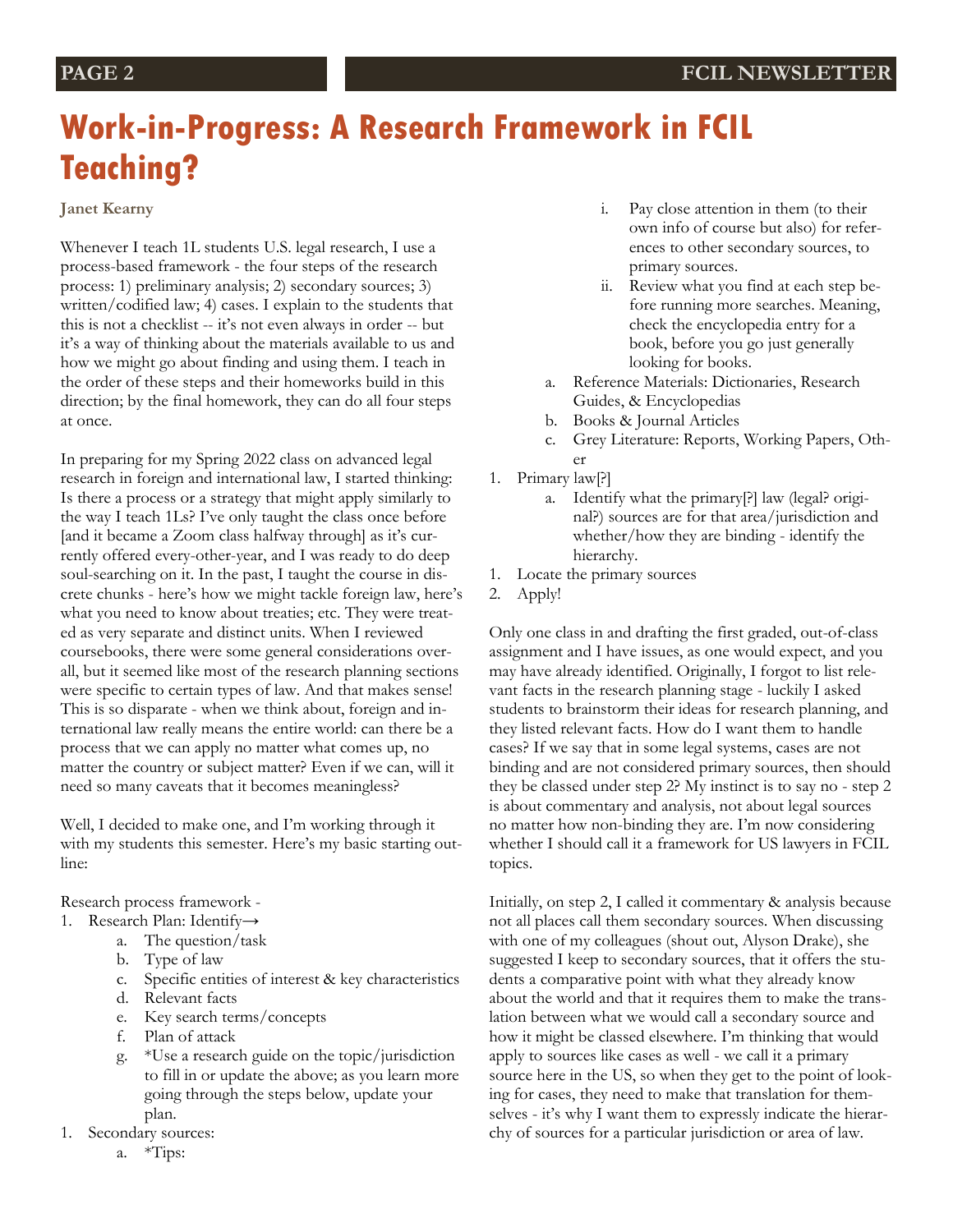# Work-in-Progress: A Research Framework in FCIL Teaching?

**Janet Kearny**

Whenever I teach 1L students U.S. legal research, I use a process-based framework - the four steps of the research process: 1) preliminary analysis; 2) secondary sources; 3) written/codified law; 4) cases. I explain to the students that this is not a checklist -- it's not even always in order -- but it's a way of thinking about the materials available to us and how we might go about finding and using them. I teach in the order of these steps and their homeworks build in this direction; by the final homework, they can do all four steps at once.

In preparing for my Spring 2022 class on advanced legal research in foreign and international law, I started thinking: Is there a process or a strategy that might apply similarly to the way I teach 1Ls? I've only taught the class once before [and it became a Zoom class halfway through] as it's currently offered every-other-year, and I was ready to do deep soul-searching on it. In the past, I taught the course in discrete chunks - here's how we might tackle foreign law, here's what you need to know about treaties; etc. They were treated as very separate and distinct units. When I reviewed coursebooks, there were some general considerations overall, but it seemed like most of the research planning sections were specific to certain types of law. And that makes sense! This is so disparate - when we think about, foreign and international law really means the entire world: can there be a process that we can apply no matter what comes up, no matter the country or subject matter? Even if we can, will it need so many caveats that it becomes meaningless?

Well, I decided to make one, and I'm working through it with my students this semester. Here's my basic starting outline:

Research process framework -

1. Research Plan: Identify→
    a. The question/task
    b. Type of law
    c. Specific entities of interest & key characteristics
    d. Relevant facts
    e. Key search terms/concepts
    f. Plan of attack
    g. *Use a research guide on the topic/jurisdiction to fill in or update the above; as you learn more going through the steps below, update your plan.
1. Secondary sources:
    a. *Tips:
        i. Pay close attention in them (to their own info of course but also) for references to other secondary sources, to primary sources.
        ii. Review what you find at each step before running more searches. Meaning, check the encyclopedia entry for a book, before you go just generally looking for books.
    a. Reference Materials: Dictionaries, Research Guides, & Encyclopedias
    b. Books & Journal Articles
    c. Grey Literature: Reports, Working Papers, Other
1. Primary law[?]
    a. Identify what the primary[?] law (legal? original?) sources are for that area/jurisdiction and whether/how they are binding - identify the hierarchy.
1. Locate the primary sources
2. Apply!

Only one class in and drafting the first graded, out-of-class assignment and I have issues, as one would expect, and you may have already identified. Originally, I forgot to list relevant facts in the research planning stage - luckily I asked students to brainstorm their ideas for research planning, and they listed relevant facts. How do I want them to handle cases? If we say that in some legal systems, cases are not binding and are not considered primary sources, then should they be classed under step 2? My instinct is to say no - step 2 is about commentary and analysis, not about legal sources no matter how non-binding they are. I'm now considering whether I should call it a framework for US lawyers in FCIL topics.

Initially, on step 2, I called it commentary & analysis because not all places call them secondary sources. When discussing with one of my colleagues (shout out, Alyson Drake), she suggested I keep to secondary sources, that it offers the students a comparative point with what they already know about the world and that it requires them to make the translation between what we would call a secondary source and how it might be classed elsewhere. I'm thinking that would apply to sources like cases as well - we call it a primary source here in the US, so when they get to the point of looking for cases, they need to make that translation for themselves - it's why I want them to expressly indicate the hierarchy of sources for a particular jurisdiction or area of law.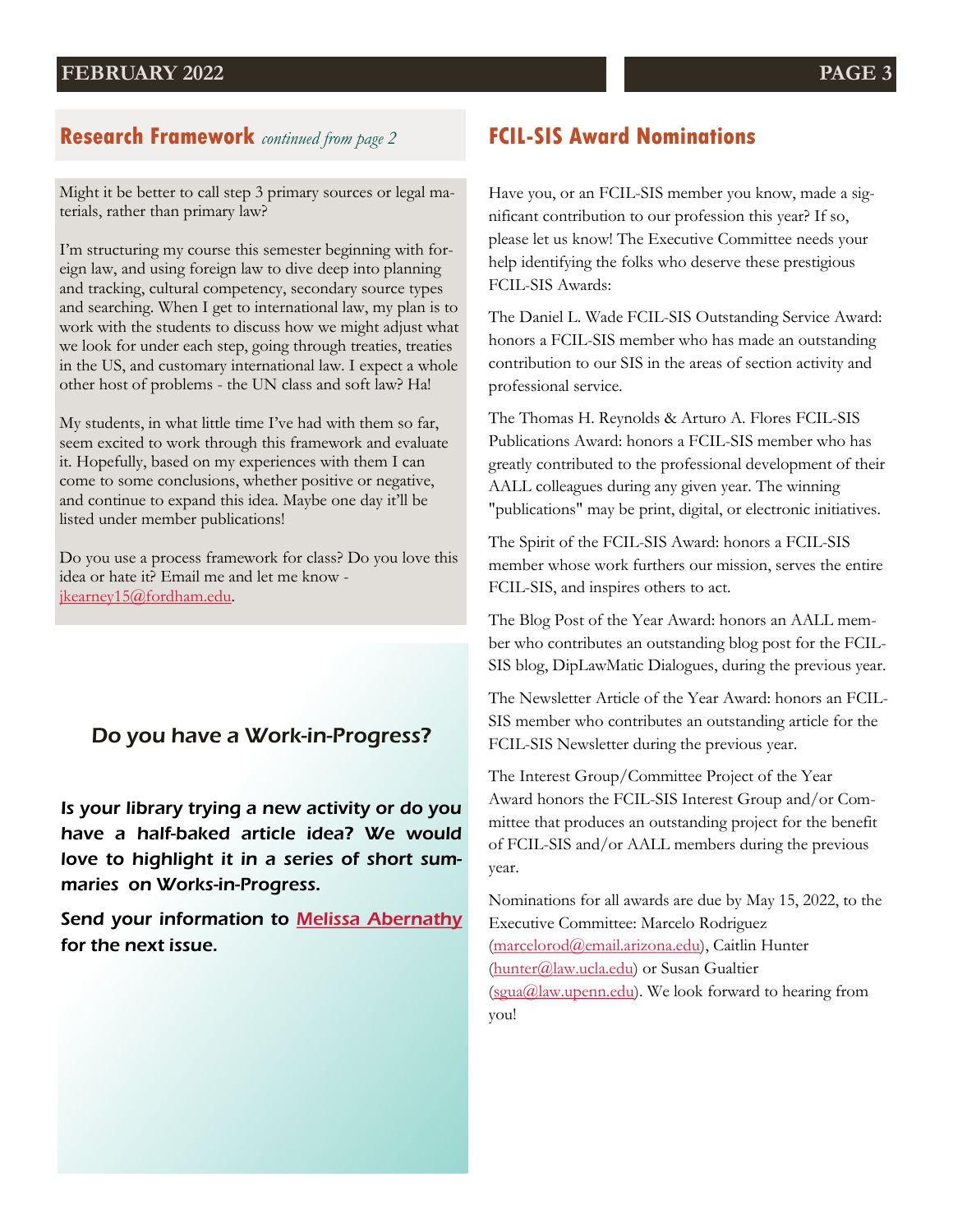## Research Framework *continued from page 2*

Might it be better to call step 3 primary sources or legal materials, rather than primary law?

I'm structuring my course this semester beginning with foreign law, and using foreign law to dive deep into planning and tracking, cultural competency, secondary source types and searching. When I get to international law, my plan is to work with the students to discuss how we might adjust what we look for under each step, going through treaties, treaties in the US, and customary international law. I expect a whole other host of problems - the UN class and soft law? Ha!

My students, in what little time I've had with them so far, seem excited to work through this framework and evaluate it. Hopefully, based on my experiences with them I can come to some conclusions, whether positive or negative, and continue to expand this idea. Maybe one day it'll be listed under member publications!

Do you use a process framework for class? Do you love this idea or hate it? Email me and let me know - jkearney15@fordham.edu.

### Do you have a Work-in-Progress?

***Is your library trying a new activity or do you have a half-baked article idea? We would love to highlight it in a series of short summaries on Works-in-Progress.***

***Send your information to Melissa Abernathy for the next issue.***

## FCIL-SIS Award Nominations

Have you, or an FCIL-SIS member you know, made a significant contribution to our profession this year? If so, please let us know! The Executive Committee needs your help identifying the folks who deserve these prestigious FCIL-SIS Awards:

The Daniel L. Wade FCIL-SIS Outstanding Service Award: honors a FCIL-SIS member who has made an outstanding contribution to our SIS in the areas of section activity and professional service.

The Thomas H. Reynolds & Arturo A. Flores FCIL-SIS Publications Award: honors a FCIL-SIS member who has greatly contributed to the professional development of their AALL colleagues during any given year. The winning "publications" may be print, digital, or electronic initiatives.

The Spirit of the FCIL-SIS Award: honors a FCIL-SIS member whose work furthers our mission, serves the entire FCIL-SIS, and inspires others to act.

The Blog Post of the Year Award: honors an AALL member who contributes an outstanding blog post for the FCIL-SIS blog, DipLawMatic Dialogues, during the previous year.

The Newsletter Article of the Year Award: honors an FCIL-SIS member who contributes an outstanding article for the FCIL-SIS Newsletter during the previous year.

The Interest Group/Committee Project of the Year Award honors the FCIL-SIS Interest Group and/or Committee that produces an outstanding project for the benefit of FCIL-SIS and/or AALL members during the previous year.

Nominations for all awards are due by May 15, 2022, to the Executive Committee: Marcelo Rodriguez (marcelorod@email.arizona.edu), Caitlin Hunter (hunter@law.ucla.edu) or Susan Gualtier (sgua@law.upenn.edu). We look forward to hearing from you!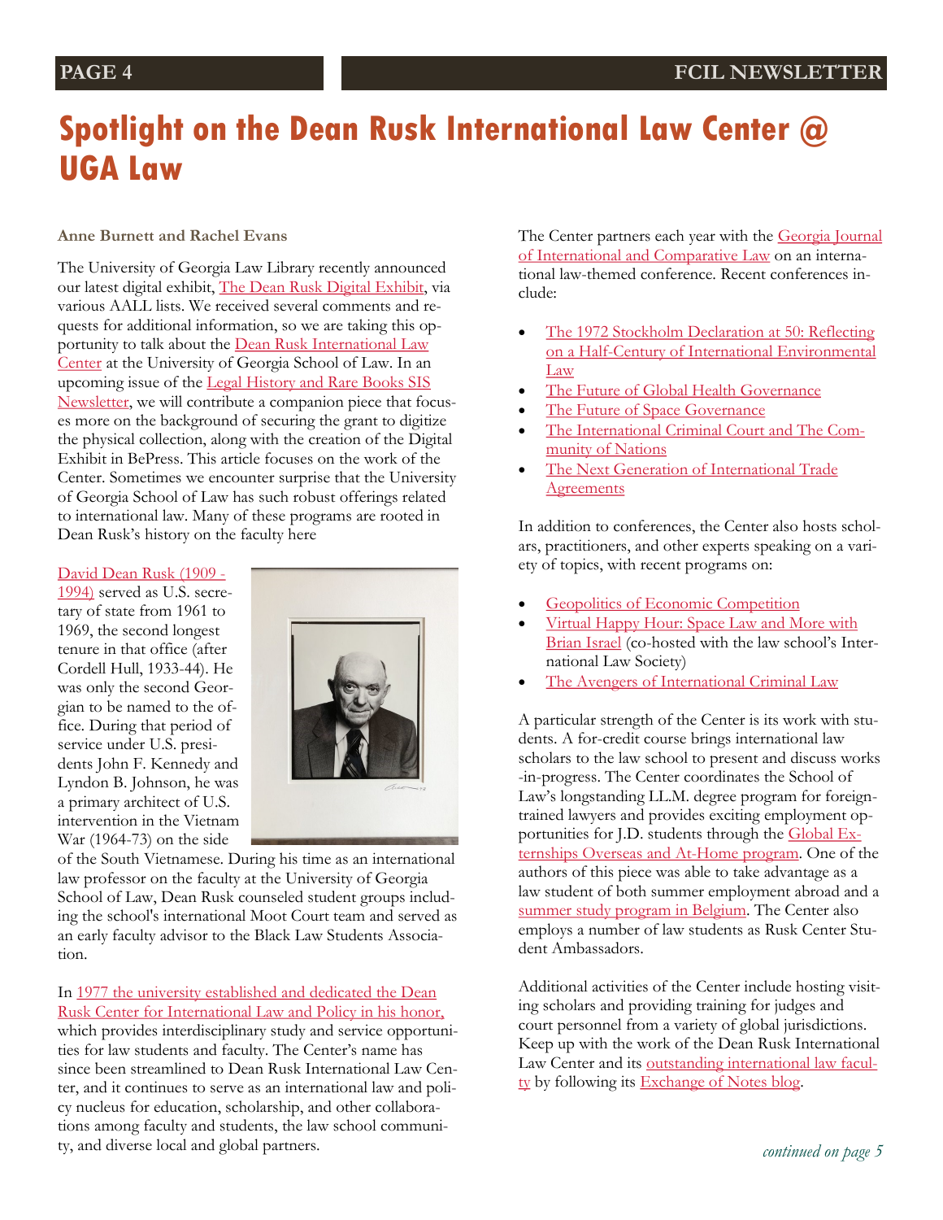# Spotlight on the Dean Rusk International Law Center @ UGA Law

**Anne Burnett and Rachel Evans**

The University of Georgia Law Library recently announced our latest digital exhibit, The Dean Rusk Digital Exhibit, via various AALL lists. We received several comments and requests for additional information, so we are taking this opportunity to talk about the Dean Rusk International Law Center at the University of Georgia School of Law. In an upcoming issue of the Legal History and Rare Books SIS Newsletter, we will contribute a companion piece that focuses more on the background of securing the grant to digitize the physical collection, along with the creation of the Digital Exhibit in BePress. This article focuses on the work of the Center. Sometimes we encounter surprise that the University of Georgia School of Law has such robust offerings related to international law. Many of these programs are rooted in Dean Rusk's history on the faculty here

David Dean Rusk (1909 - 1994) served as U.S. secretary of state from 1961 to 1969, the second longest tenure in that office (after Cordell Hull, 1933-44). He was only the second Georgian to be named to the office. During that period of service under U.S. presidents John F. Kennedy and Lyndon B. Johnson, he was a primary architect of U.S. intervention in the Vietnam War (1964-73) on the side of the South Vietnamese. During his time as an international law professor on the faculty at the University of Georgia School of Law, Dean Rusk counseled student groups including the school's international Moot Court team and served as an early faculty advisor to the Black Law Students Association.

In 1977 the university established and dedicated the Dean Rusk Center for International Law and Policy in his honor, which provides interdisciplinary study and service opportunities for law students and faculty. The Center's name has since been streamlined to Dean Rusk International Law Center, and it continues to serve as an international law and policy nucleus for education, scholarship, and other collaborations among faculty and students, the law school community, and diverse local and global partners.

The Center partners each year with the Georgia Journal of International and Comparative Law on an international law-themed conference. Recent conferences include:

- The 1972 Stockholm Declaration at 50: Reflecting on a Half-Century of International Environmental Law
- The Future of Global Health Governance
- The Future of Space Governance
- The International Criminal Court and The Community of Nations
- The Next Generation of International Trade Agreements

In addition to conferences, the Center also hosts scholars, practitioners, and other experts speaking on a variety of topics, with recent programs on:

- Geopolitics of Economic Competition
- Virtual Happy Hour: Space Law and More with Brian Israel (co-hosted with the law school's International Law Society)
- The Avengers of International Criminal Law

A particular strength of the Center is its work with students. A for-credit course brings international law scholars to the law school to present and discuss works-in-progress. The Center coordinates the School of Law's longstanding LL.M. degree program for foreign-trained lawyers and provides exciting employment opportunities for J.D. students through the Global Externships Overseas and At-Home program. One of the authors of this piece was able to take advantage as a law student of both summer employment abroad and a summer study program in Belgium. The Center also employs a number of law students as Rusk Center Student Ambassadors.

Additional activities of the Center include hosting visiting scholars and providing training for judges and court personnel from a variety of global jurisdictions. Keep up with the work of the Dean Rusk International Law Center and its outstanding international law faculty by following its Exchange of Notes blog.

*continued on page 5*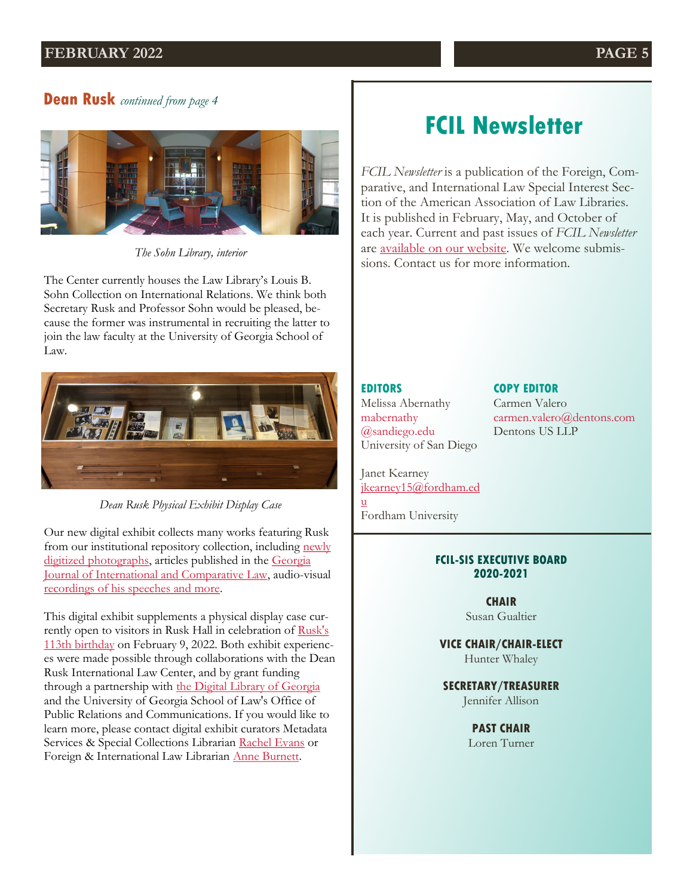## Dean Rusk *continued from page 4*

*The Sohn Library, interior*

The Center currently houses the Law Library's Louis B. Sohn Collection on International Relations. We think both Secretary Rusk and Professor Sohn would be pleased, because the former was instrumental in recruiting the latter to join the law faculty at the University of Georgia School of Law.

*Dean Rusk Physical Exhibit Display Case*

Our new digital exhibit collects many works featuring Rusk from our institutional repository collection, including [newly digitized photographs](), articles published in the [Georgia Journal of International and Comparative Law](), audio-visual [recordings of his speeches and more]().

This digital exhibit supplements a physical display case currently open to visitors in Rusk Hall in celebration of [Rusk's 113th birthday]() on February 9, 2022. Both exhibit experiences were made possible through collaborations with the Dean Rusk International Law Center, and by grant funding through a partnership with [the Digital Library of Georgia]() and the University of Georgia School of Law's Office of Public Relations and Communications. If you would like to learn more, please contact digital exhibit curators Metadata Services & Special Collections Librarian [Rachel Evans]() or Foreign & International Law Librarian [Anne Burnett]().

## FCIL Newsletter

*FCIL Newsletter* is a publication of the Foreign, Comparative, and International Law Special Interest Section of the American Association of Law Libraries. It is published in February, May, and October of each year. Current and past issues of *FCIL Newsletter* are [available on our website](). We welcome submissions. Contact us for more information.

**EDITORS**

Melissa Abernathy
mabernathy@sandiego.edu
University of San Diego

Janet Kearney
jkearney15@fordham.edu
Fordham University

**COPY EDITOR**

Carmen Valero
carmen.valero@dentons.com
Dentons US LLP

**FCIL-SIS EXECUTIVE BOARD 2020-2021**

**CHAIR**
Susan Gualtier

**VICE CHAIR/CHAIR-ELECT**
Hunter Whaley

**SECRETARY/TREASURER**
Jennifer Allison

**PAST CHAIR**
Loren Turner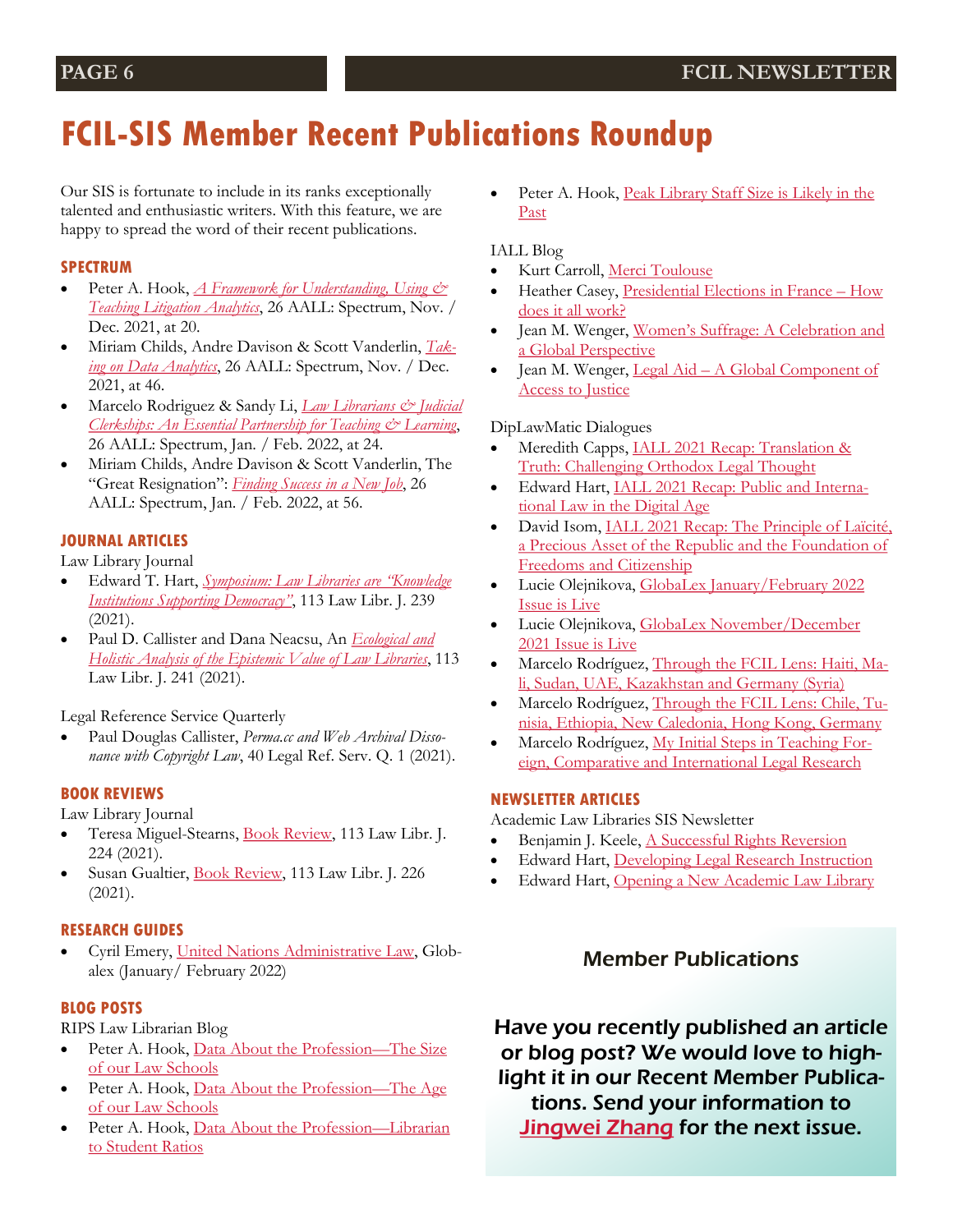# FCIL-SIS Member Recent Publications Roundup

Our SIS is fortunate to include in its ranks exceptionally talented and enthusiastic writers. With this feature, we are happy to spread the word of their recent publications.

### SPECTRUM

- Peter A. Hook, *A Framework for Understanding, Using & Teaching Litigation Analytics*, 26 AALL: Spectrum, Nov. / Dec. 2021, at 20.
- Miriam Childs, Andre Davison & Scott Vanderlin, *Taking on Data Analytics*, 26 AALL: Spectrum, Nov. / Dec. 2021, at 46.
- Marcelo Rodriguez & Sandy Li, *Law Librarians & Judicial Clerkships: An Essential Partnership for Teaching & Learning*, 26 AALL: Spectrum, Jan. / Feb. 2022, at 24.
- Miriam Childs, Andre Davison & Scott Vanderlin, The "Great Resignation": *Finding Success in a New Job*, 26 AALL: Spectrum, Jan. / Feb. 2022, at 56.

### JOURNAL ARTICLES

Law Library Journal

- Edward T. Hart, *Symposium: Law Libraries are "Knowledge Institutions Supporting Democracy"*, 113 Law Libr. J. 239 (2021).
- Paul D. Callister and Dana Neacsu, An *Ecological and Holistic Analysis of the Epistemic Value of Law Libraries*, 113 Law Libr. J. 241 (2021).

Legal Reference Service Quarterly

- Paul Douglas Callister, *Perma.cc and Web Archival Dissonance with Copyright Law*, 40 Legal Ref. Serv. Q. 1 (2021).

### BOOK REVIEWS

Law Library Journal

- Teresa Miguel-Stearns, Book Review, 113 Law Libr. J. 224 (2021).
- Susan Gualtier, Book Review, 113 Law Libr. J. 226 (2021).

### RESEARCH GUIDES

- Cyril Emery, United Nations Administrative Law, Globalex (January/ February 2022)

### BLOG POSTS

RIPS Law Librarian Blog

- Peter A. Hook, Data About the Profession—The Size of our Law Schools
- Peter A. Hook, Data About the Profession—The Age of our Law Schools
- Peter A. Hook, Data About the Profession—Librarian to Student Ratios
- Peter A. Hook, Peak Library Staff Size is Likely in the Past

IALL Blog

- Kurt Carroll, Merci Toulouse
- Heather Casey, Presidential Elections in France – How does it all work?
- Jean M. Wenger, Women's Suffrage: A Celebration and a Global Perspective
- Jean M. Wenger, Legal Aid – A Global Component of Access to Justice

DipLawMatic Dialogues

- Meredith Capps, IALL 2021 Recap: Translation & Truth: Challenging Orthodox Legal Thought
- Edward Hart, IALL 2021 Recap: Public and International Law in the Digital Age
- David Isom, IALL 2021 Recap: The Principle of Laïcité, a Precious Asset of the Republic and the Foundation of Freedoms and Citizenship
- Lucie Olejnikova, GlobaLex January/February 2022 Issue is Live
- Lucie Olejnikova, GlobaLex November/December 2021 Issue is Live
- Marcelo Rodríguez, Through the FCIL Lens: Haiti, Mali, Sudan, UAE, Kazakhstan and Germany (Syria)
- Marcelo Rodríguez, Through the FCIL Lens: Chile, Tunisia, Ethiopia, New Caledonia, Hong Kong, Germany
- Marcelo Rodríguez, My Initial Steps in Teaching Foreign, Comparative and International Legal Research

### NEWSLETTER ARTICLES

Academic Law Libraries SIS Newsletter

- Benjamin J. Keele, A Successful Rights Reversion
- Edward Hart, Developing Legal Research Instruction
- Edward Hart, Opening a New Academic Law Library

### Member Publications

***Have you recently published an article or blog post? We would love to highlight it in our Recent Member Publications. Send your information to Jingwei Zhang for the next issue.***